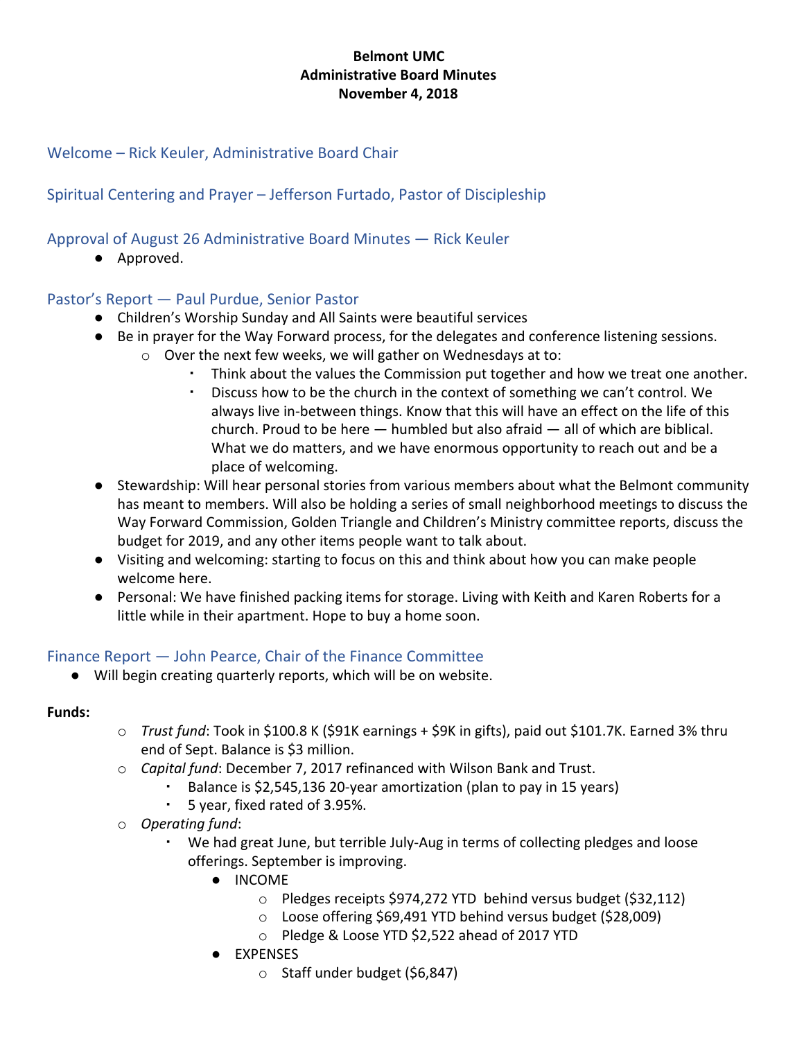**Belmont UMC**
**Administrative Board Minutes**
**November 4, 2018**

## Welcome – Rick Keuler, Administrative Board Chair

## Spiritual Centering and Prayer – Jefferson Furtado, Pastor of Discipleship

## Approval of August 26 Administrative Board Minutes — Rick Keuler

- Approved.

## Pastor's Report — Paul Purdue, Senior Pastor

- Children's Worship Sunday and All Saints were beautiful services
- Be in prayer for the Way Forward process, for the delegates and conference listening sessions.
    - Over the next few weeks, we will gather on Wednesdays at to:
        - Think about the values the Commission put together and how we treat one another.
        - Discuss how to be the church in the context of something we can't control. We always live in-between things. Know that this will have an effect on the life of this church. Proud to be here — humbled but also afraid — all of which are biblical. What we do matters, and we have enormous opportunity to reach out and be a place of welcoming.
- Stewardship: Will hear personal stories from various members about what the Belmont community has meant to members. Will also be holding a series of small neighborhood meetings to discuss the Way Forward Commission, Golden Triangle and Children's Ministry committee reports, discuss the budget for 2019, and any other items people want to talk about.
- Visiting and welcoming: starting to focus on this and think about how you can make people welcome here.
- Personal: We have finished packing items for storage. Living with Keith and Karen Roberts for a little while in their apartment. Hope to buy a home soon.

## Finance Report — John Pearce, Chair of the Finance Committee

- Will begin creating quarterly reports, which will be on website.

**Funds:**

- *Trust fund*: Took in $100.8 K ($91K earnings + $9K in gifts), paid out $101.7K. Earned 3% thru end of Sept. Balance is $3 million.
- *Capital fund*: December 7, 2017 refinanced with Wilson Bank and Trust.
    - Balance is $2,545,136 20-year amortization (plan to pay in 15 years)
    - 5 year, fixed rated of 3.95%.
- *Operating fund*:
    - We had great June, but terrible July-Aug in terms of collecting pledges and loose offerings. September is improving.
        - INCOME
            - Pledges receipts $974,272 YTD behind versus budget ($32,112)
            - Loose offering $69,491 YTD behind versus budget ($28,009)
            - Pledge & Loose YTD $2,522 ahead of 2017 YTD
        - EXPENSES
            - Staff under budget ($6,847)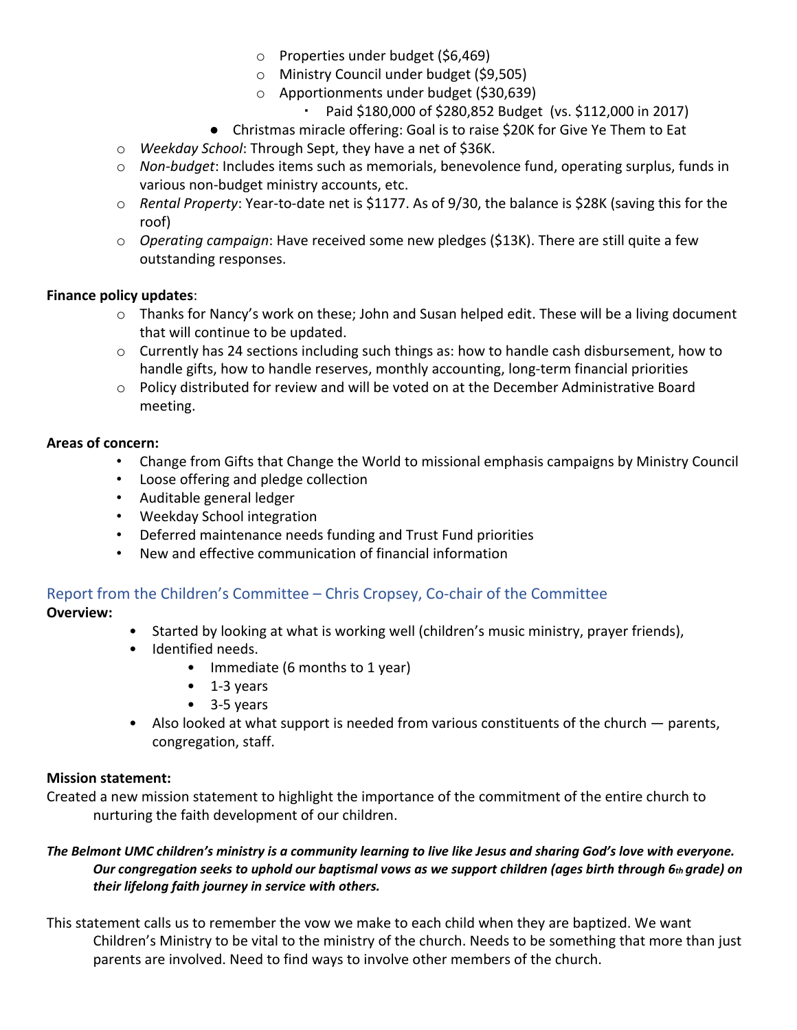- Properties under budget ($6,469)
  - Ministry Council under budget ($9,505)
  - Apportionments under budget ($30,639)
    - Paid $180,000 of $280,852 Budget (vs. $112,000 in 2017)
- Christmas miracle offering: Goal is to raise $20K for Give Ye Them to Eat

- *Weekday School*: Through Sept, they have a net of $36K.
- *Non-budget*: Includes items such as memorials, benevolence fund, operating surplus, funds in various non-budget ministry accounts, etc.
- *Rental Property*: Year-to-date net is $1177. As of 9/30, the balance is $28K (saving this for the roof)
- *Operating campaign*: Have received some new pledges ($13K). There are still quite a few outstanding responses.

**Finance policy updates**:

- Thanks for Nancy's work on these; John and Susan helped edit. These will be a living document that will continue to be updated.
- Currently has 24 sections including such things as: how to handle cash disbursement, how to handle gifts, how to handle reserves, monthly accounting, long-term financial priorities
- Policy distributed for review and will be voted on at the December Administrative Board meeting.

**Areas of concern:**

- Change from Gifts that Change the World to missional emphasis campaigns by Ministry Council
- Loose offering and pledge collection
- Auditable general ledger
- Weekday School integration
- Deferred maintenance needs funding and Trust Fund priorities
- New and effective communication of financial information

## Report from the Children's Committee – Chris Cropsey, Co-chair of the Committee

**Overview:**

- Started by looking at what is working well (children's music ministry, prayer friends),
- Identified needs.
  - Immediate (6 months to 1 year)
  - 1-3 years
  - 3-5 years
- Also looked at what support is needed from various constituents of the church — parents, congregation, staff.

**Mission statement:**

Created a new mission statement to highlight the importance of the commitment of the entire church to nurturing the faith development of our children.

***The Belmont UMC children's ministry is a community learning to live like Jesus and sharing God's love with everyone. Our congregation seeks to uphold our baptismal vows as we support children (ages birth through 6th grade) on their lifelong faith journey in service with others.***

This statement calls us to remember the vow we make to each child when they are baptized. We want Children's Ministry to be vital to the ministry of the church. Needs to be something that more than just parents are involved. Need to find ways to involve other members of the church.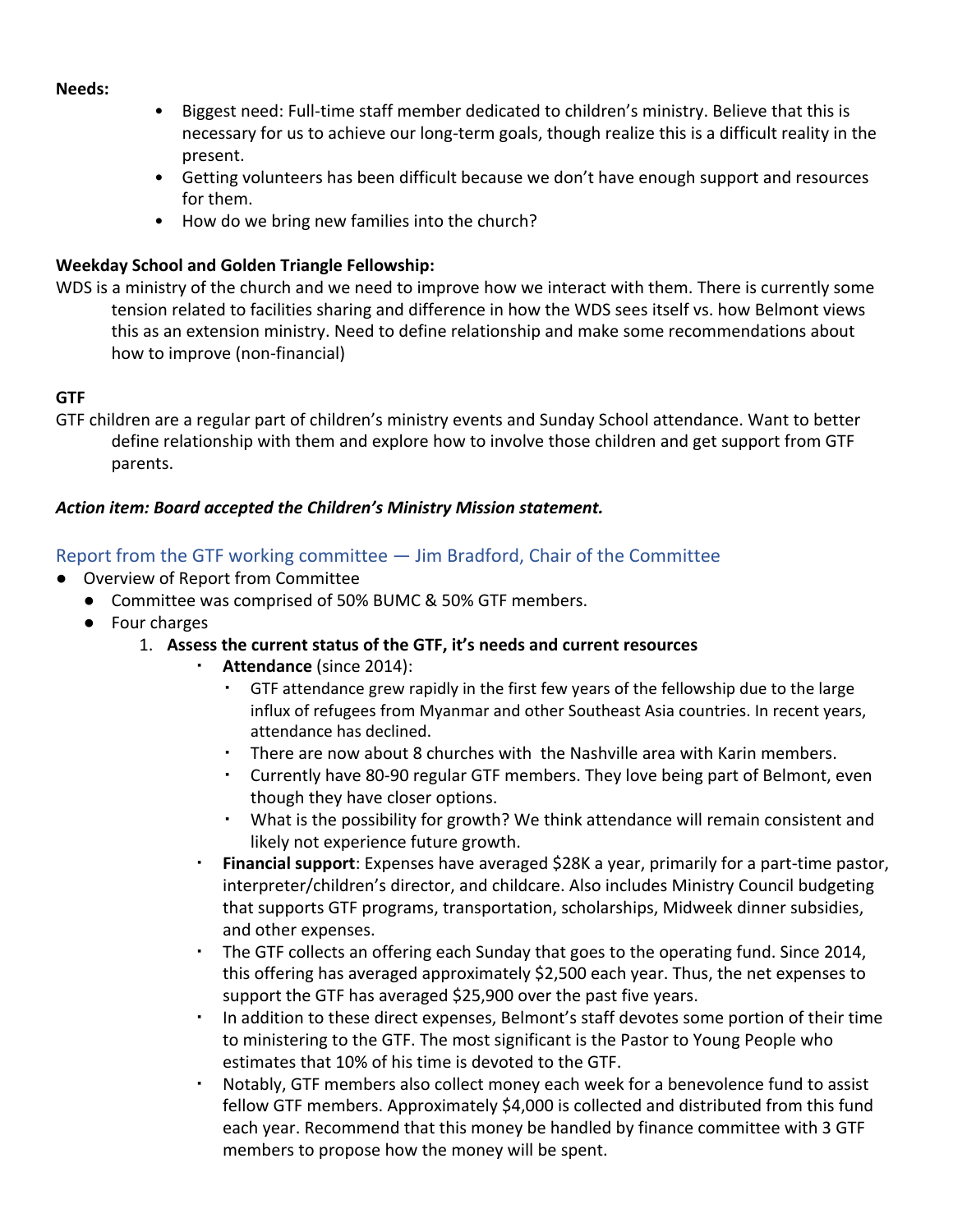**Needs:**

- Biggest need: Full-time staff member dedicated to children's ministry. Believe that this is necessary for us to achieve our long-term goals, though realize this is a difficult reality in the present.
- Getting volunteers has been difficult because we don't have enough support and resources for them.
- How do we bring new families into the church?

**Weekday School and Golden Triangle Fellowship:**

WDS is a ministry of the church and we need to improve how we interact with them. There is currently some tension related to facilities sharing and difference in how the WDS sees itself vs. how Belmont views this as an extension ministry. Need to define relationship and make some recommendations about how to improve (non-financial)

**GTF**

GTF children are a regular part of children's ministry events and Sunday School attendance. Want to better define relationship with them and explore how to involve those children and get support from GTF parents.

***Action item: Board accepted the Children's Ministry Mission statement.***

### Report from the GTF working committee — Jim Bradford, Chair of the Committee

- Overview of Report from Committee
  - Committee was comprised of 50% BUMC & 50% GTF members.
  - Four charges
    1. **Assess the current status of the GTF, it's needs and current resources**
       - **Attendance** (since 2014):
         - GTF attendance grew rapidly in the first few years of the fellowship due to the large influx of refugees from Myanmar and other Southeast Asia countries. In recent years, attendance has declined.
         - There are now about 8 churches with  the Nashville area with Karin members.
         - Currently have 80-90 regular GTF members. They love being part of Belmont, even though they have closer options.
         - What is the possibility for growth? We think attendance will remain consistent and likely not experience future growth.
       - **Financial support**: Expenses have averaged $28K a year, primarily for a part-time pastor, interpreter/children's director, and childcare. Also includes Ministry Council budgeting that supports GTF programs, transportation, scholarships, Midweek dinner subsidies, and other expenses.
       - The GTF collects an offering each Sunday that goes to the operating fund. Since 2014, this offering has averaged approximately $2,500 each year. Thus, the net expenses to support the GTF has averaged $25,900 over the past five years.
       - In addition to these direct expenses, Belmont's staff devotes some portion of their time to ministering to the GTF. The most significant is the Pastor to Young People who estimates that 10% of his time is devoted to the GTF.
       - Notably, GTF members also collect money each week for a benevolence fund to assist fellow GTF members. Approximately $4,000 is collected and distributed from this fund each year. Recommend that this money be handled by finance committee with 3 GTF members to propose how the money will be spent.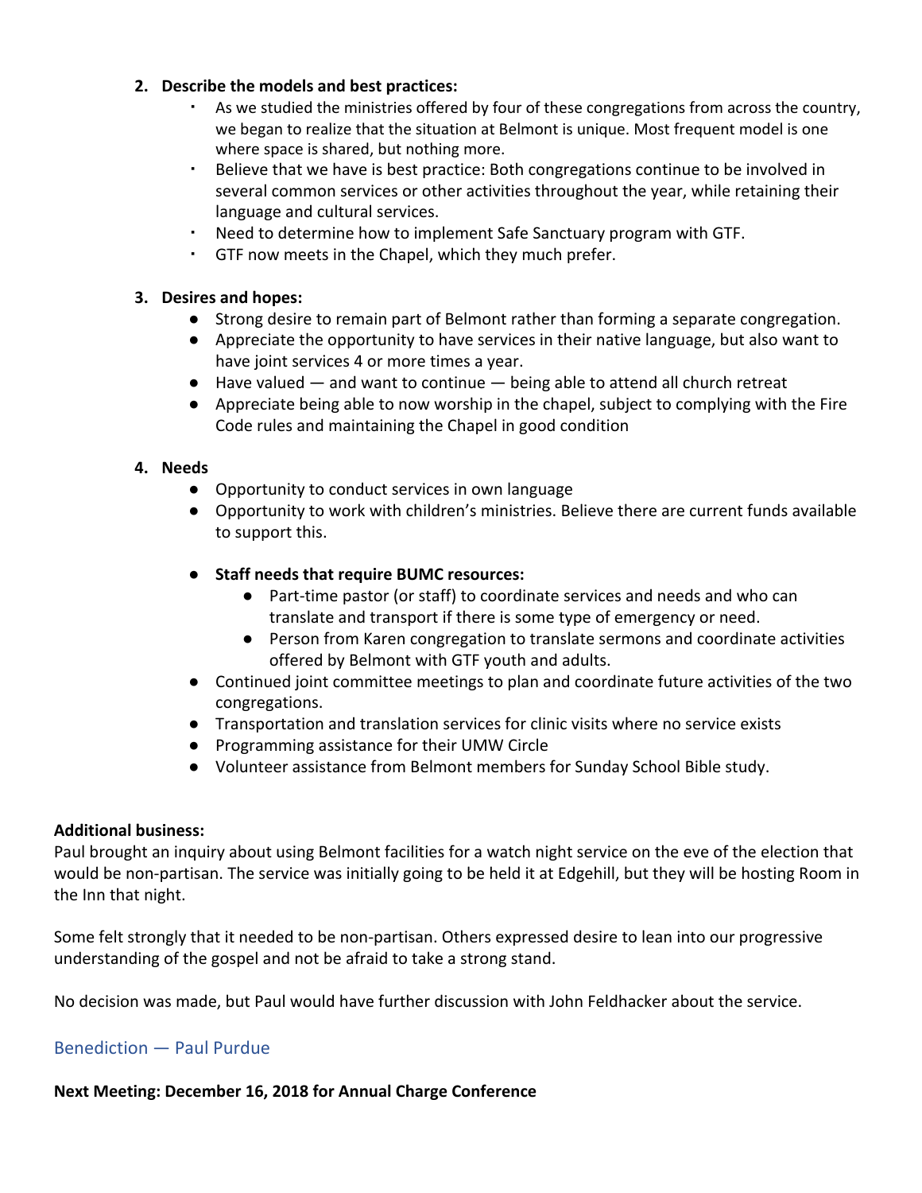2. **Describe the models and best practices:**
    - As we studied the ministries offered by four of these congregations from across the country, we began to realize that the situation at Belmont is unique. Most frequent model is one where space is shared, but nothing more.
    - Believe that we have is best practice: Both congregations continue to be involved in several common services or other activities throughout the year, while retaining their language and cultural services.
    - Need to determine how to implement Safe Sanctuary program with GTF.
    - GTF now meets in the Chapel, which they much prefer.

3. **Desires and hopes:**
    - Strong desire to remain part of Belmont rather than forming a separate congregation.
    - Appreciate the opportunity to have services in their native language, but also want to have joint services 4 or more times a year.
    - Have valued — and want to continue — being able to attend all church retreat
    - Appreciate being able to now worship in the chapel, subject to complying with the Fire Code rules and maintaining the Chapel in good condition

4. **Needs**
    - Opportunity to conduct services in own language
    - Opportunity to work with children's ministries. Believe there are current funds available to support this.
    - **Staff needs that require BUMC resources:**
        - Part-time pastor (or staff) to coordinate services and needs and who can translate and transport if there is some type of emergency or need.
        - Person from Karen congregation to translate sermons and coordinate activities offered by Belmont with GTF youth and adults.
    - Continued joint committee meetings to plan and coordinate future activities of the two congregations.
    - Transportation and translation services for clinic visits where no service exists
    - Programming assistance for their UMW Circle
    - Volunteer assistance from Belmont members for Sunday School Bible study.

**Additional business:**

Paul brought an inquiry about using Belmont facilities for a watch night service on the eve of the election that would be non-partisan. The service was initially going to be held it at Edgehill, but they will be hosting Room in the Inn that night.

Some felt strongly that it needed to be non-partisan. Others expressed desire to lean into our progressive understanding of the gospel and not be afraid to take a strong stand.

No decision was made, but Paul would have further discussion with John Feldhacker about the service.

## Benediction — Paul Purdue

**Next Meeting: December 16, 2018 for Annual Charge Conference**